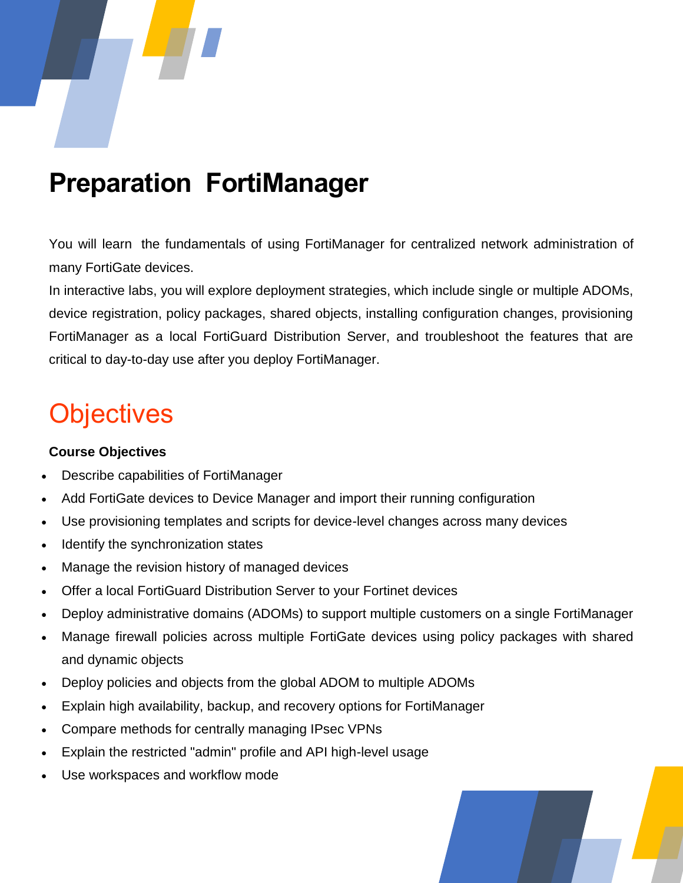# Preparation FortiManager

You will learn the fundamentals of using FortiManager for centralized network administration of many FortiGate devices.

In interactive labs, you will explore deployment strategies, which include single or multiple ADOMs, device registration, policy packages, shared objects, installing configuration changes, provisioning FortiManager as a local FortiGuard Distribution Server, and troubleshoot the features that are critical to day-to-day use after you deploy FortiManager.

## Objectives

**Course Objectives**

- Describe capabilities of FortiManager
- Add FortiGate devices to Device Manager and import their running configuration
- Use provisioning templates and scripts for device-level changes across many devices
- Identify the synchronization states
- Manage the revision history of managed devices
- Offer a local FortiGuard Distribution Server to your Fortinet devices
- Deploy administrative domains (ADOMs) to support multiple customers on a single FortiManager
- Manage firewall policies across multiple FortiGate devices using policy packages with shared and dynamic objects
- Deploy policies and objects from the global ADOM to multiple ADOMs
- Explain high availability, backup, and recovery options for FortiManager
- Compare methods for centrally managing IPsec VPNs
- Explain the restricted "admin" profile and API high-level usage
- Use workspaces and workflow mode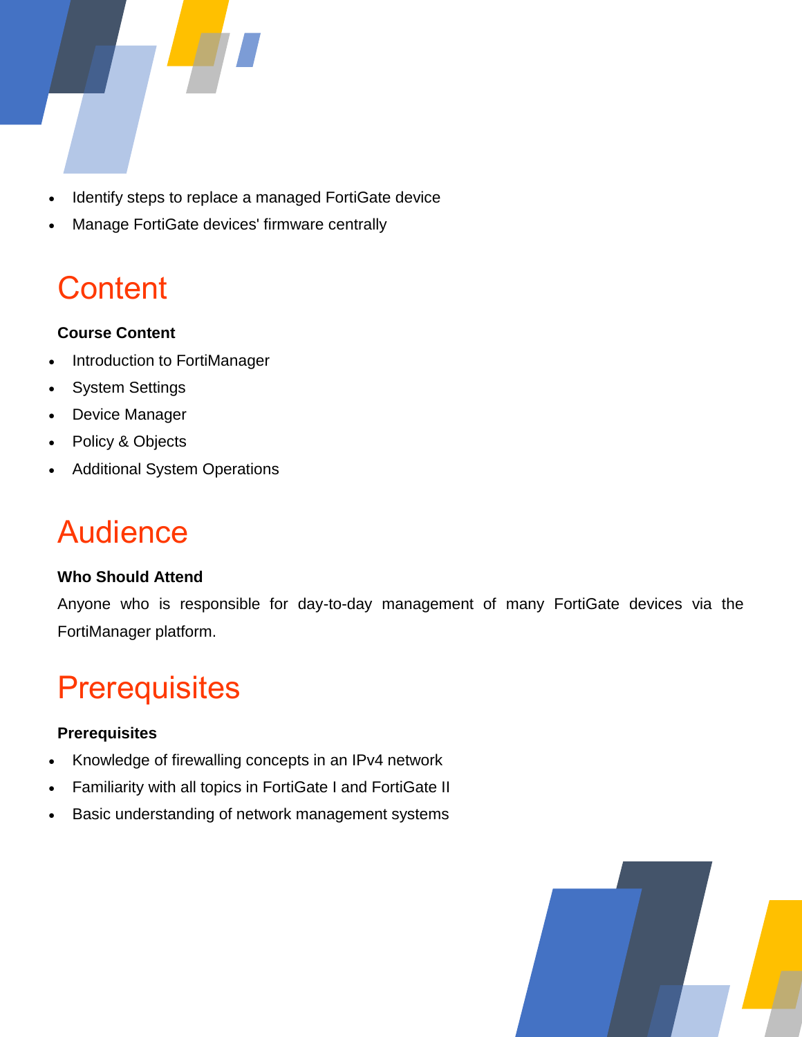- Identify steps to replace a managed FortiGate device
- Manage FortiGate devices' firmware centrally

# Content

**Course Content**

- Introduction to FortiManager
- System Settings
- Device Manager
- Policy & Objects
- Additional System Operations

# Audience

**Who Should Attend**

Anyone who is responsible for day-to-day management of many FortiGate devices via the FortiManager platform.

# Prerequisites

**Prerequisites**

- Knowledge of firewalling concepts in an IPv4 network
- Familiarity with all topics in FortiGate I and FortiGate II
- Basic understanding of network management systems